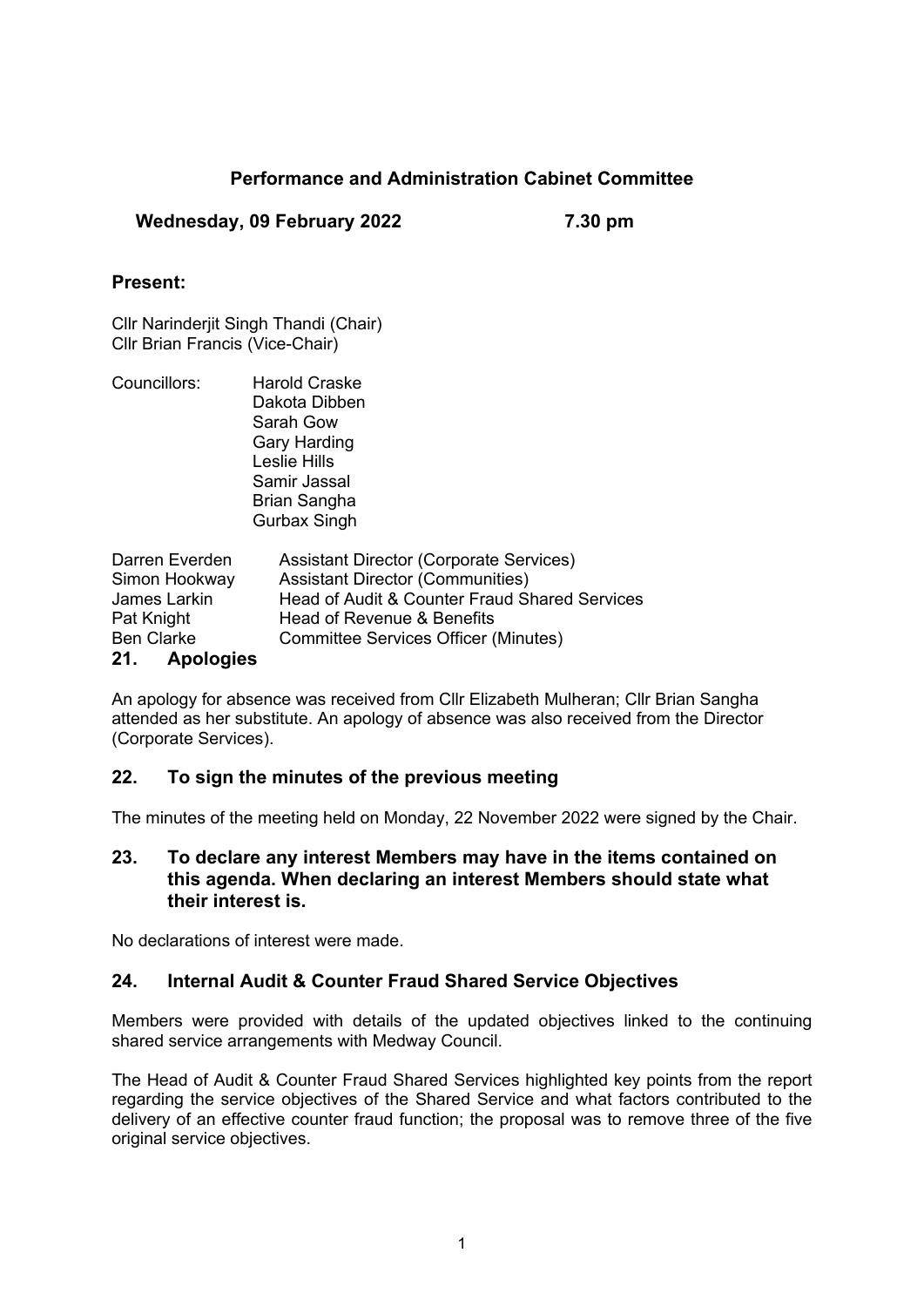## Performance and Administration Cabinet Committee

**Wednesday, 09 February 2022 7.30 pm**

### Present:

Cllr Narinderjit Singh Thandi (Chair)
Cllr Brian Francis (Vice-Chair)

Councillors: Harold Craske
Dakota Dibben
Sarah Gow
Gary Harding
Leslie Hills
Samir Jassal
Brian Sangha
Gurbax Singh

| | |
|---|---|
| Darren Everden | Assistant Director (Corporate Services) |
| Simon Hookway | Assistant Director (Communities) |
| James Larkin | Head of Audit & Counter Fraud Shared Services |
| Pat Knight | Head of Revenue & Benefits |
| Ben Clarke | Committee Services Officer (Minutes) |

### 21. Apologies

An apology for absence was received from Cllr Elizabeth Mulheran; Cllr Brian Sangha attended as her substitute. An apology of absence was also received from the Director (Corporate Services).

### 22. To sign the minutes of the previous meeting

The minutes of the meeting held on Monday, 22 November 2022 were signed by the Chair.

### 23. To declare any interest Members may have in the items contained on this agenda. When declaring an interest Members should state what their interest is.

No declarations of interest were made.

### 24. Internal Audit & Counter Fraud Shared Service Objectives

Members were provided with details of the updated objectives linked to the continuing shared service arrangements with Medway Council.

The Head of Audit & Counter Fraud Shared Services highlighted key points from the report regarding the service objectives of the Shared Service and what factors contributed to the delivery of an effective counter fraud function; the proposal was to remove three of the five original service objectives.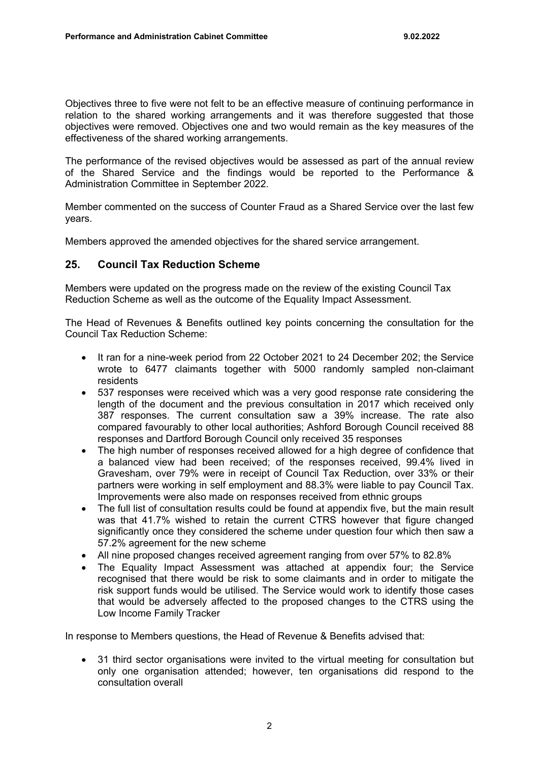Objectives three to five were not felt to be an effective measure of continuing performance in relation to the shared working arrangements and it was therefore suggested that those objectives were removed. Objectives one and two would remain as the key measures of the effectiveness of the shared working arrangements.

The performance of the revised objectives would be assessed as part of the annual review of the Shared Service and the findings would be reported to the Performance & Administration Committee in September 2022.

Member commented on the success of Counter Fraud as a Shared Service over the last few years.

Members approved the amended objectives for the shared service arrangement.

## 25. Council Tax Reduction Scheme

Members were updated on the progress made on the review of the existing Council Tax Reduction Scheme as well as the outcome of the Equality Impact Assessment.

The Head of Revenues & Benefits outlined key points concerning the consultation for the Council Tax Reduction Scheme:

- It ran for a nine-week period from 22 October 2021 to 24 December 202; the Service wrote to 6477 claimants together with 5000 randomly sampled non-claimant residents
- 537 responses were received which was a very good response rate considering the length of the document and the previous consultation in 2017 which received only 387 responses. The current consultation saw a 39% increase. The rate also compared favourably to other local authorities; Ashford Borough Council received 88 responses and Dartford Borough Council only received 35 responses
- The high number of responses received allowed for a high degree of confidence that a balanced view had been received; of the responses received, 99.4% lived in Gravesham, over 79% were in receipt of Council Tax Reduction, over 33% or their partners were working in self employment and 88.3% were liable to pay Council Tax. Improvements were also made on responses received from ethnic groups
- The full list of consultation results could be found at appendix five, but the main result was that 41.7% wished to retain the current CTRS however that figure changed significantly once they considered the scheme under question four which then saw a 57.2% agreement for the new scheme
- All nine proposed changes received agreement ranging from over 57% to 82.8%
- The Equality Impact Assessment was attached at appendix four; the Service recognised that there would be risk to some claimants and in order to mitigate the risk support funds would be utilised. The Service would work to identify those cases that would be adversely affected to the proposed changes to the CTRS using the Low Income Family Tracker

In response to Members questions, the Head of Revenue & Benefits advised that:

- 31 third sector organisations were invited to the virtual meeting for consultation but only one organisation attended; however, ten organisations did respond to the consultation overall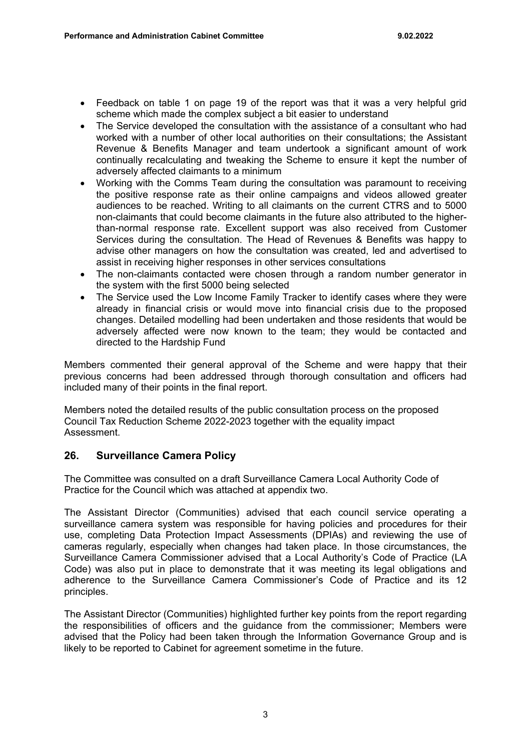- Feedback on table 1 on page 19 of the report was that it was a very helpful grid scheme which made the complex subject a bit easier to understand
- The Service developed the consultation with the assistance of a consultant who had worked with a number of other local authorities on their consultations; the Assistant Revenue & Benefits Manager and team undertook a significant amount of work continually recalculating and tweaking the Scheme to ensure it kept the number of adversely affected claimants to a minimum
- Working with the Comms Team during the consultation was paramount to receiving the positive response rate as their online campaigns and videos allowed greater audiences to be reached. Writing to all claimants on the current CTRS and to 5000 non-claimants that could become claimants in the future also attributed to the higher-than-normal response rate. Excellent support was also received from Customer Services during the consultation. The Head of Revenues & Benefits was happy to advise other managers on how the consultation was created, led and advertised to assist in receiving higher responses in other services consultations
- The non-claimants contacted were chosen through a random number generator in the system with the first 5000 being selected
- The Service used the Low Income Family Tracker to identify cases where they were already in financial crisis or would move into financial crisis due to the proposed changes. Detailed modelling had been undertaken and those residents that would be adversely affected were now known to the team; they would be contacted and directed to the Hardship Fund

Members commented their general approval of the Scheme and were happy that their previous concerns had been addressed through thorough consultation and officers had included many of their points in the final report.

Members noted the detailed results of the public consultation process on the proposed Council Tax Reduction Scheme 2022-2023 together with the equality impact Assessment.

## 26. Surveillance Camera Policy

The Committee was consulted on a draft Surveillance Camera Local Authority Code of Practice for the Council which was attached at appendix two.

The Assistant Director (Communities) advised that each council service operating a surveillance camera system was responsible for having policies and procedures for their use, completing Data Protection Impact Assessments (DPIAs) and reviewing the use of cameras regularly, especially when changes had taken place. In those circumstances, the Surveillance Camera Commissioner advised that a Local Authority's Code of Practice (LA Code) was also put in place to demonstrate that it was meeting its legal obligations and adherence to the Surveillance Camera Commissioner's Code of Practice and its 12 principles.

The Assistant Director (Communities) highlighted further key points from the report regarding the responsibilities of officers and the guidance from the commissioner; Members were advised that the Policy had been taken through the Information Governance Group and is likely to be reported to Cabinet for agreement sometime in the future.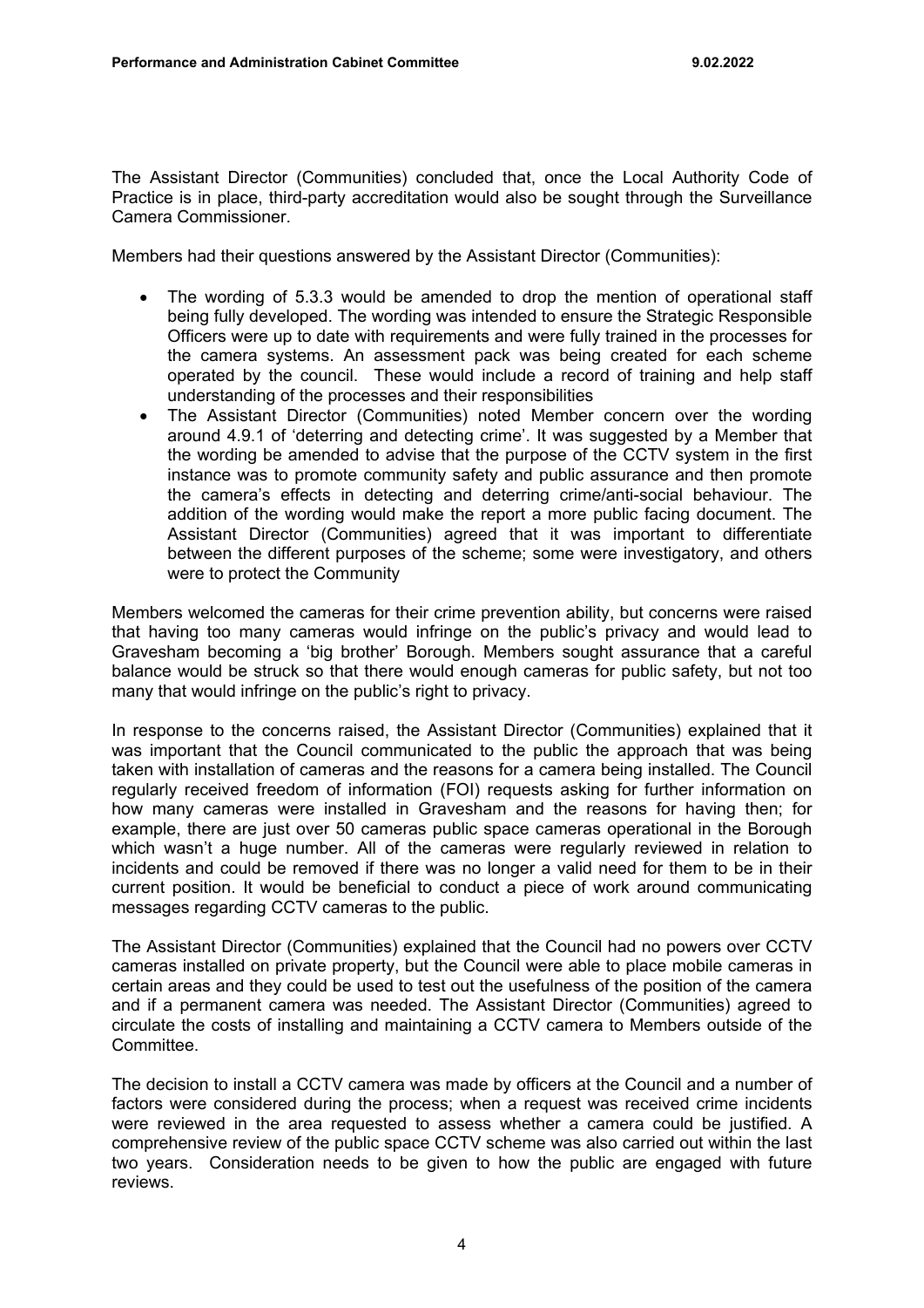The Assistant Director (Communities) concluded that, once the Local Authority Code of Practice is in place, third-party accreditation would also be sought through the Surveillance Camera Commissioner.

Members had their questions answered by the Assistant Director (Communities):

- The wording of 5.3.3 would be amended to drop the mention of operational staff being fully developed. The wording was intended to ensure the Strategic Responsible Officers were up to date with requirements and were fully trained in the processes for the camera systems. An assessment pack was being created for each scheme operated by the council. These would include a record of training and help staff understanding of the processes and their responsibilities
- The Assistant Director (Communities) noted Member concern over the wording around 4.9.1 of 'deterring and detecting crime'. It was suggested by a Member that the wording be amended to advise that the purpose of the CCTV system in the first instance was to promote community safety and public assurance and then promote the camera's effects in detecting and deterring crime/anti-social behaviour. The addition of the wording would make the report a more public facing document. The Assistant Director (Communities) agreed that it was important to differentiate between the different purposes of the scheme; some were investigatory, and others were to protect the Community

Members welcomed the cameras for their crime prevention ability, but concerns were raised that having too many cameras would infringe on the public's privacy and would lead to Gravesham becoming a 'big brother' Borough. Members sought assurance that a careful balance would be struck so that there would enough cameras for public safety, but not too many that would infringe on the public's right to privacy.

In response to the concerns raised, the Assistant Director (Communities) explained that it was important that the Council communicated to the public the approach that was being taken with installation of cameras and the reasons for a camera being installed. The Council regularly received freedom of information (FOI) requests asking for further information on how many cameras were installed in Gravesham and the reasons for having then; for example, there are just over 50 cameras public space cameras operational in the Borough which wasn't a huge number. All of the cameras were regularly reviewed in relation to incidents and could be removed if there was no longer a valid need for them to be in their current position. It would be beneficial to conduct a piece of work around communicating messages regarding CCTV cameras to the public.

The Assistant Director (Communities) explained that the Council had no powers over CCTV cameras installed on private property, but the Council were able to place mobile cameras in certain areas and they could be used to test out the usefulness of the position of the camera and if a permanent camera was needed. The Assistant Director (Communities) agreed to circulate the costs of installing and maintaining a CCTV camera to Members outside of the Committee.

The decision to install a CCTV camera was made by officers at the Council and a number of factors were considered during the process; when a request was received crime incidents were reviewed in the area requested to assess whether a camera could be justified. A comprehensive review of the public space CCTV scheme was also carried out within the last two years. Consideration needs to be given to how the public are engaged with future reviews.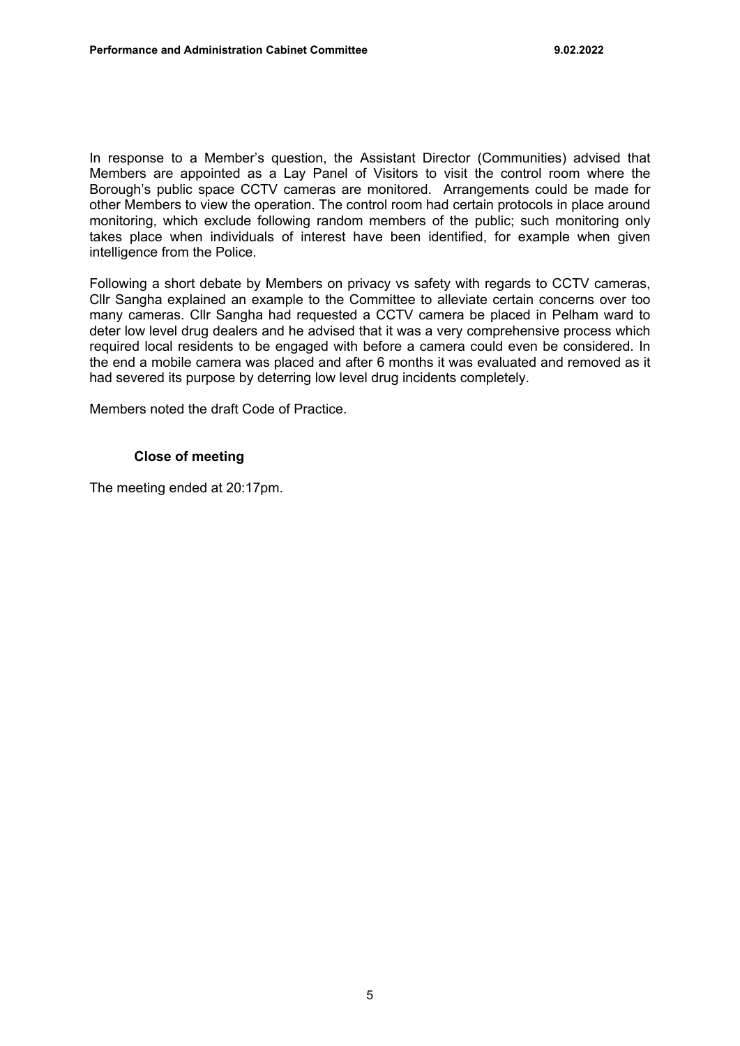In response to a Member's question, the Assistant Director (Communities) advised that Members are appointed as a Lay Panel of Visitors to visit the control room where the Borough's public space CCTV cameras are monitored. Arrangements could be made for other Members to view the operation. The control room had certain protocols in place around monitoring, which exclude following random members of the public; such monitoring only takes place when individuals of interest have been identified, for example when given intelligence from the Police.

Following a short debate by Members on privacy vs safety with regards to CCTV cameras, Cllr Sangha explained an example to the Committee to alleviate certain concerns over too many cameras. Cllr Sangha had requested a CCTV camera be placed in Pelham ward to deter low level drug dealers and he advised that it was a very comprehensive process which required local residents to be engaged with before a camera could even be considered. In the end a mobile camera was placed and after 6 months it was evaluated and removed as it had severed its purpose by deterring low level drug incidents completely.

Members noted the draft Code of Practice.

**Close of meeting**

The meeting ended at 20:17pm.